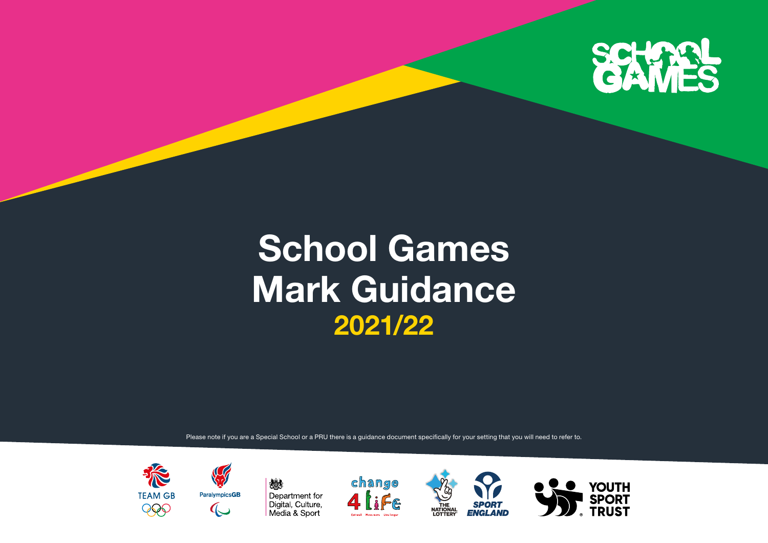# School Games Mark Guidance

## 2021/22

Please note if you are a Special School or a PRU there is a guidance document specifically for your setting that you will need to refer to.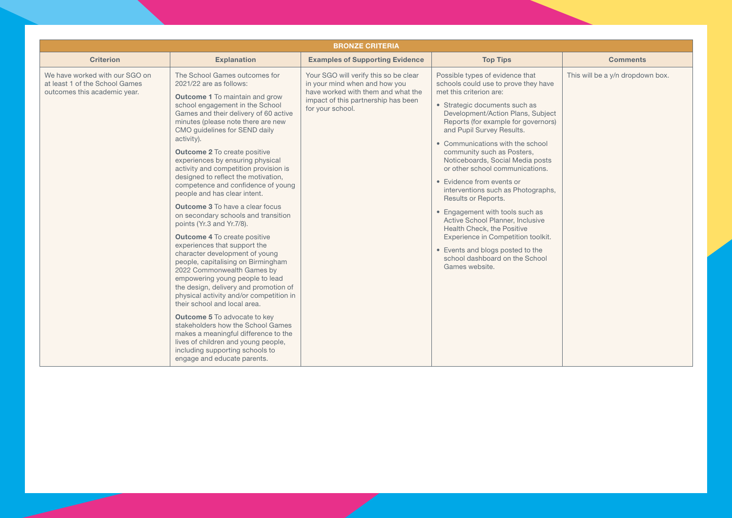| BRONZE CRITERIA | | | | |
|---|---|---|---|---|
| **Criterion** | **Explanation** | **Examples of Supporting Evidence** | **Top Tips** | **Comments** |
| We have worked with our SGO on at least 1 of the School Games outcomes this academic year. | The School Games outcomes for 2021/22 are as follows:<br><br>**Outcome 1** To maintain and grow school engagement in the School Games and their delivery of 60 active minutes (please note there are new CMO guidelines for SEND daily activity).<br><br>**Outcome 2** To create positive experiences by ensuring physical activity and competition provision is designed to reflect the motivation, competence and confidence of young people and has clear intent.<br><br>**Outcome 3** To have a clear focus on secondary schools and transition points (Yr.3 and Yr.7/8).<br><br>**Outcome 4** To create positive experiences that support the character development of young people, capitalising on Birmingham 2022 Commonwealth Games by empowering young people to lead the design, delivery and promotion of physical activity and/or competition in their school and local area.<br><br>**Outcome 5** To advocate to key stakeholders how the School Games makes a meaningful difference to the lives of children and young people, including supporting schools to engage and educate parents. | Your SGO will verify this so be clear in your mind when and how you have worked with them and what the impact of this partnership has been for your school. | Possible types of evidence that schools could use to prove they have met this criterion are:<br><br>• Strategic documents such as Development/Action Plans, Subject Reports (for example for governors) and Pupil Survey Results.<br><br>• Communications with the school community such as Posters, Noticeboards, Social Media posts or other school communications.<br><br>• Evidence from events or interventions such as Photographs, Results or Reports.<br><br>• Engagement with tools such as Active School Planner, Inclusive Health Check, the Positive Experience in Competition toolkit.<br><br>• Events and blogs posted to the school dashboard on the School Games website. | This will be a y/n dropdown box. |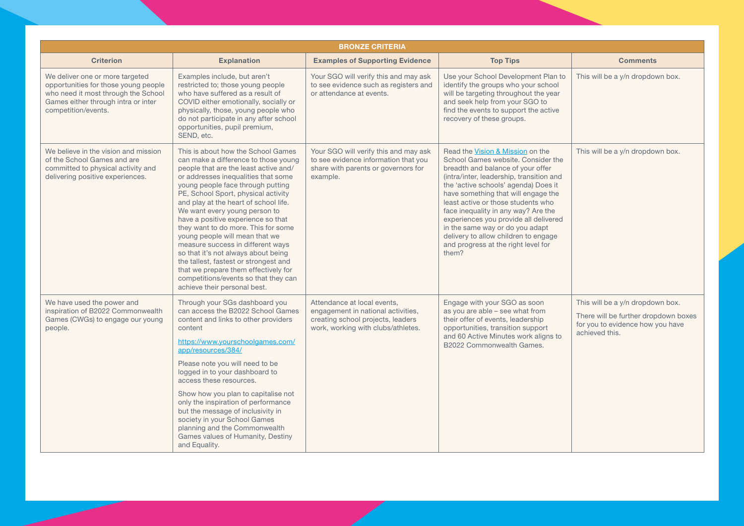| BRONZE CRITERIA | | | | |
|---|---|---|---|---|
| **Criterion** | **Explanation** | **Examples of Supporting Evidence** | **Top Tips** | **Comments** |
| We deliver one or more targeted opportunities for those young people who need it most through the School Games either through intra or inter competition/events. | Examples include, but aren't restricted to; those young people who have suffered as a result of COVID either emotionally, socially or physically, those, young people who do not participate in any after school opportunities, pupil premium, SEND, etc. | Your SGO will verify this and may ask to see evidence such as registers and or attendance at events. | Use your School Development Plan to identify the groups who your school will be targeting throughout the year and seek help from your SGO to find the events to support the active recovery of these groups. | This will be a y/n dropdown box. |
| We believe in the vision and mission of the School Games and are committed to physical activity and delivering positive experiences. | This is about how the School Games can make a difference to those young people that are the least active and/or addresses inequalities that some young people face through putting PE, School Sport, physical activity and play at the heart of school life. We want every young person to have a positive experience so that they want to do more. This for some young people will mean that we measure success in different ways so that it's not always about being the tallest, fastest or strongest and that we prepare them effectively for competitions/events so that they can achieve their personal best. | Your SGO will verify this and may ask to see evidence information that you share with parents or governors for example. | Read the Vision & Mission on the School Games website. Consider the breadth and balance of your offer (intra/inter, leadership, transition and the 'active schools' agenda) Does it have something that will engage the least active or those students who face inequality in any way? Are the experiences you provide all delivered in the same way or do you adapt delivery to allow children to engage and progress at the right level for them? | This will be a y/n dropdown box. |
| We have used the power and inspiration of B2022 Commonwealth Games (CWGs) to engage our young people. | Through your SGs dashboard you can access the B2022 School Games content and links to other providers content<br><br>https://www.yourschoolgames.com/app/resources/384/<br><br>Please note you will need to be logged in to your dashboard to access these resources.<br><br>Show how you plan to capitalise not only the inspiration of performance but the message of inclusivity in society in your School Games planning and the Commonwealth Games values of Humanity, Destiny and Equality. | Attendance at local events, engagement in national activities, creating school projects, leaders work, working with clubs/athletes. | Engage with your SGO as soon as you are able – see what from their offer of events, leadership opportunities, transition support and 60 Active Minutes work aligns to B2022 Commonwealth Games. | This will be a y/n dropdown box.<br><br>There will be further dropdown boxes for you to evidence how you have achieved this. |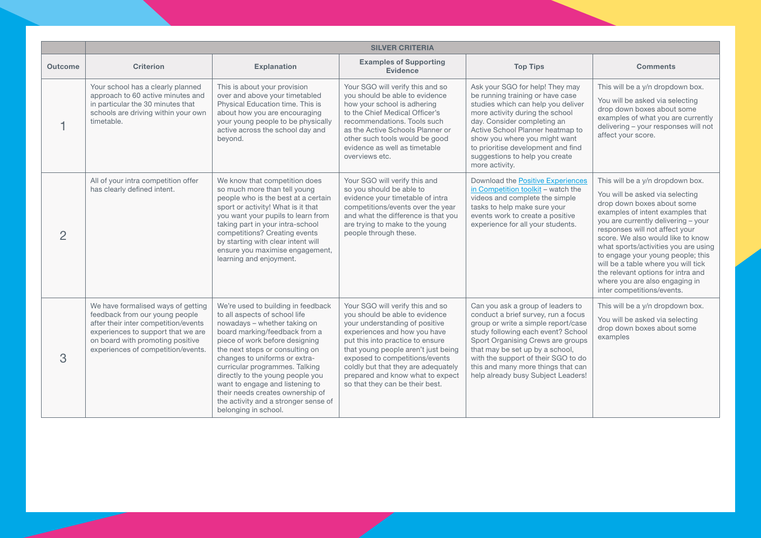| | SILVER CRITERIA | | | | |
|---|---|---|---|---|---|
| Outcome | Criterion | Explanation | Examples of Supporting Evidence | Top Tips | Comments |
| 1 | Your school has a clearly planned approach to 60 active minutes and in particular the 30 minutes that schools are driving within your own timetable. | This is about your provision over and above your timetabled Physical Education time. This is about how you are encouraging your young people to be physically active across the school day and beyond. | Your SGO will verify this and so you should be able to evidence how your school is adhering to the Chief Medical Officer's recommendations. Tools such as the Active Schools Planner or other such tools would be good evidence as well as timetable overviews etc. | Ask your SGO for help! They may be running training or have case studies which can help you deliver more activity during the school day. Consider completing an Active School Planner heatmap to show you where you might want to prioritise development and find suggestions to help you create more activity. | This will be a y/n dropdown box.<br><br>You will be asked via selecting drop down boxes about some examples of what you are currently delivering – your responses will not affect your score. |
| 2 | All of your intra competition offer has clearly defined intent. | We know that competition does so much more than tell young people who is the best at a certain sport or activity! What is it that you want your pupils to learn from taking part in your intra-school competitions? Creating events by starting with clear intent will ensure you maximise engagement, learning and enjoyment. | Your SGO will verify this and so you should be able to evidence your timetable of intra competitions/events over the year and what the difference is that you are trying to make to the young people through these. | Download the Positive Experiences in Competition toolkit – watch the videos and complete the simple tasks to help make sure your events work to create a positive experience for all your students. | This will be a y/n dropdown box.<br><br>You will be asked via selecting drop down boxes about some examples of intent examples that you are currently delivering – your responses will not affect your score. We also would like to know what sports/activities you are using to engage your young people; this will be a table where you will tick the relevant options for intra and where you are also engaging in inter competitions/events. |
| 3 | We have formalised ways of getting feedback from our young people after their inter competition/events experiences to support that we are on board with promoting positive experiences of competition/events. | We're used to building in feedback to all aspects of school life nowadays – whether taking on board marking/feedback from a piece of work before designing the next steps or consulting on changes to uniforms or extra-curricular programmes. Talking directly to the young people you want to engage and listening to their needs creates ownership of the activity and a stronger sense of belonging in school. | Your SGO will verify this and so you should be able to evidence your understanding of positive experiences and how you have put this into practice to ensure that young people aren't just being exposed to competitions/events coldly but that they are adequately prepared and know what to expect so that they can be their best. | Can you ask a group of leaders to conduct a brief survey, run a focus group or write a simple report/case study following each event? School Sport Organising Crews are groups that may be set up by a school, with the support of their SGO to do this and many more things that can help already busy Subject Leaders! | This will be a y/n dropdown box.<br><br>You will be asked via selecting drop down boxes about some examples |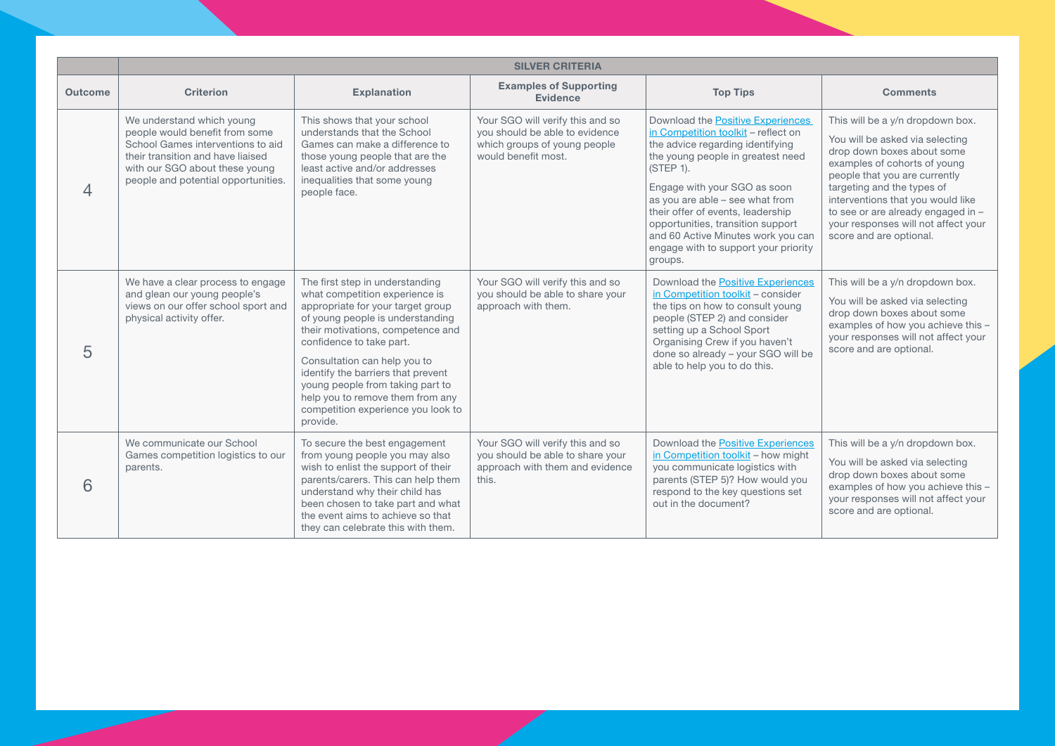| | SILVER CRITERIA | | | | |
|---|---|---|---|---|---|
| Outcome | Criterion | Explanation | Examples of Supporting Evidence | Top Tips | Comments |
| 4 | We understand which young people would benefit from some School Games interventions to aid their transition and have liaised with our SGO about these young people and potential opportunities. | This shows that your school understands that the School Games can make a difference to those young people that are the least active and/or addresses inequalities that some young people face. | Your SGO will verify this and so you should be able to evidence which groups of young people would benefit most. | Download the Positive Experiences in Competition toolkit – reflect on the advice regarding identifying the young people in greatest need (STEP 1).<br><br>Engage with your SGO as soon as you are able – see what from their offer of events, leadership opportunities, transition support and 60 Active Minutes work you can engage with to support your priority groups. | This will be a y/n dropdown box.<br><br>You will be asked via selecting drop down boxes about some examples of cohorts of young people that you are currently targeting and the types of interventions that you would like to see or are already engaged in – your responses will not affect your score and are optional. |
| 5 | We have a clear process to engage and glean our young people's views on our offer school sport and physical activity offer. | The first step in understanding what competition experience is appropriate for your target group of young people is understanding their motivations, competence and confidence to take part.<br><br>Consultation can help you to identify the barriers that prevent young people from taking part to help you to remove them from any competition experience you look to provide. | Your SGO will verify this and so you should be able to share your approach with them. | Download the Positive Experiences in Competition toolkit – consider the tips on how to consult young people (STEP 2) and consider setting up a School Sport Organising Crew if you haven't done so already – your SGO will be able to help you to do this. | This will be a y/n dropdown box.<br><br>You will be asked via selecting drop down boxes about some examples of how you achieve this – your responses will not affect your score and are optional. |
| 6 | We communicate our School Games competition logistics to our parents. | To secure the best engagement from young people you may also wish to enlist the support of their parents/carers. This can help them understand why their child has been chosen to take part and what the event aims to achieve so that they can celebrate this with them. | Your SGO will verify this and so you should be able to share your approach with them and evidence this. | Download the Positive Experiences in Competition toolkit – how might you communicate logistics with parents (STEP 5)? How would you respond to the key questions set out in the document? | This will be a y/n dropdown box.<br><br>You will be asked via selecting drop down boxes about some examples of how you achieve this – your responses will not affect your score and are optional. |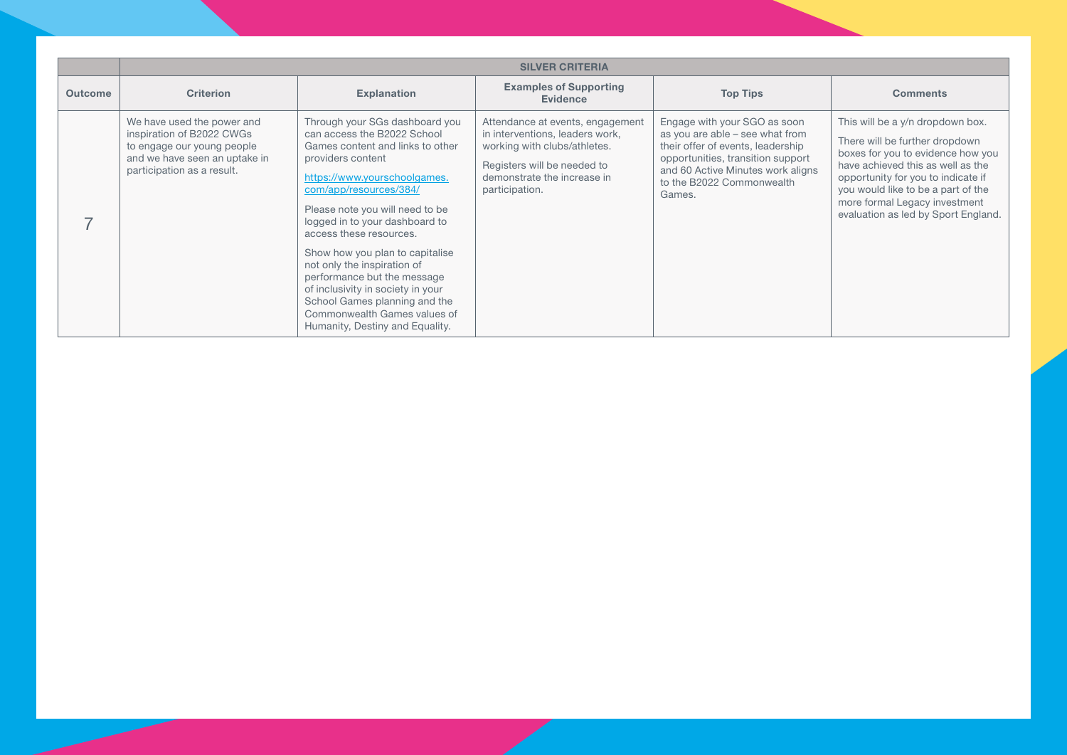| | SILVER CRITERIA | | | | |
|---|---|---|---|---|---|
| Outcome | Criterion | Explanation | Examples of Supporting Evidence | Top Tips | Comments |
| 7 | We have used the power and inspiration of B2022 CWGs to engage our young people and we have seen an uptake in participation as a result. | Through your SGs dashboard you can access the B2022 School Games content and links to other providers content<br><br>[https://www.yourschoolgames.com/app/resources/384/](https://www.yourschoolgames.com/app/resources/384/)<br><br>Please note you will need to be logged in to your dashboard to access these resources.<br><br>Show how you plan to capitalise not only the inspiration of performance but the message of inclusivity in society in your School Games planning and the Commonwealth Games values of Humanity, Destiny and Equality. | Attendance at events, engagement in interventions, leaders work, working with clubs/athletes.<br><br>Registers will be needed to demonstrate the increase in participation. | Engage with your SGO as soon as you are able – see what from their offer of events, leadership opportunities, transition support and 60 Active Minutes work aligns to the B2022 Commonwealth Games. | This will be a y/n dropdown box.<br><br>There will be further dropdown boxes for you to evidence how you have achieved this as well as the opportunity for you to indicate if you would like to be a part of the more formal Legacy investment evaluation as led by Sport England. |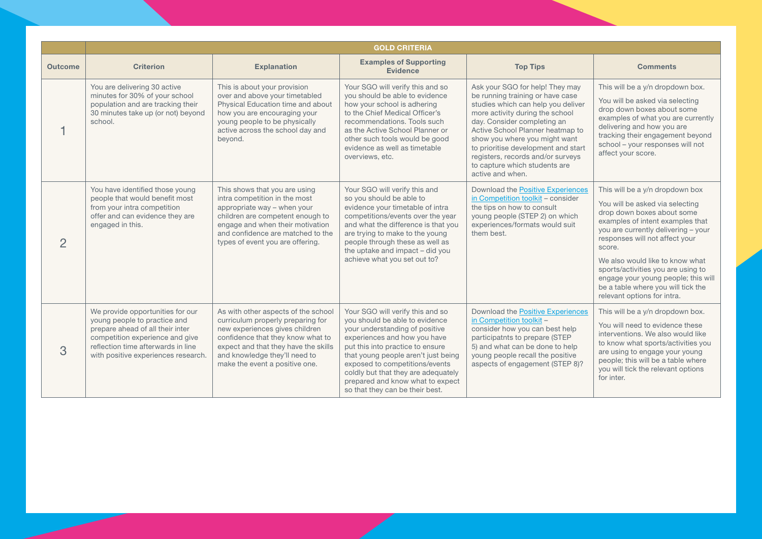| | GOLD CRITERIA | | | | |
|---|---|---|---|---|---|
| **Outcome** | **Criterion** | **Explanation** | **Examples of Supporting Evidence** | **Top Tips** | **Comments** |
| 1 | You are delivering 30 active minutes for 30% of your school population and are tracking their 30 minutes take up (or not) beyond school. | This is about your provision over and above your timetabled Physical Education time and about how you are encouraging your young people to be physically active across the school day and beyond. | Your SGO will verify this and so you should be able to evidence how your school is adhering to the Chief Medical Officer's recommendations. Tools such as the Active School Planner or other such tools would be good evidence as well as timetable overviews, etc. | Ask your SGO for help! They may be running training or have case studies which can help you deliver more activity during the school day. Consider completing an Active School Planner heatmap to show you where you might want to prioritise development and start registers, records and/or surveys to capture which students are active and when. | This will be a y/n dropdown box.<br><br>You will be asked via selecting drop down boxes about some examples of what you are currently delivering and how you are tracking their engagement beyond school – your responses will not affect your score. |
| 2 | You have identified those young people that would benefit most from your intra competition offer and can evidence they are engaged in this. | This shows that you are using intra competition in the most appropriate way – when your children are competent enough to engage and when their motivation and confidence are matched to the types of event you are offering. | Your SGO will verify this and so you should be able to evidence your timetable of intra competitions/events over the year and what the difference is that you are trying to make to the young people through these as well as the uptake and impact – did you achieve what you set out to? | Download the Positive Experiences in Competition toolkit – consider the tips on how to consult young people (STEP 2) on which experiences/formats would suit them best. | This will be a y/n dropdown box<br><br>You will be asked via selecting drop down boxes about some examples of intent examples that you are currently delivering – your responses will not affect your score.<br><br>We also would like to know what sports/activities you are using to engage your young people; this will be a table where you will tick the relevant options for intra. |
| 3 | We provide opportunities for our young people to practice and prepare ahead of all their inter competition experience and give reflection time afterwards in line with positive experiences research. | As with other aspects of the school curriculum properly preparing for new experiences gives children confidence that they know what to expect and that they have the skills and knowledge they'll need to make the event a positive one. | Your SGO will verify this and so you should be able to evidence your understanding of positive experiences and how you have put this into practice to ensure that young people aren't just being exposed to competitions/events coldly but that they are adequately prepared and know what to expect so that they can be their best. | Download the Positive Experiences in Competition toolkit – consider how you can best help participatnts to prepare (STEP 5) and what can be done to help young people recall the positive aspects of engagement (STEP 8)? | This will be a y/n dropdown box.<br><br>You will need to evidence these interventions. We also would like to know what sports/activities you are using to engage your young people; this will be a table where you will tick the relevant options for inter. |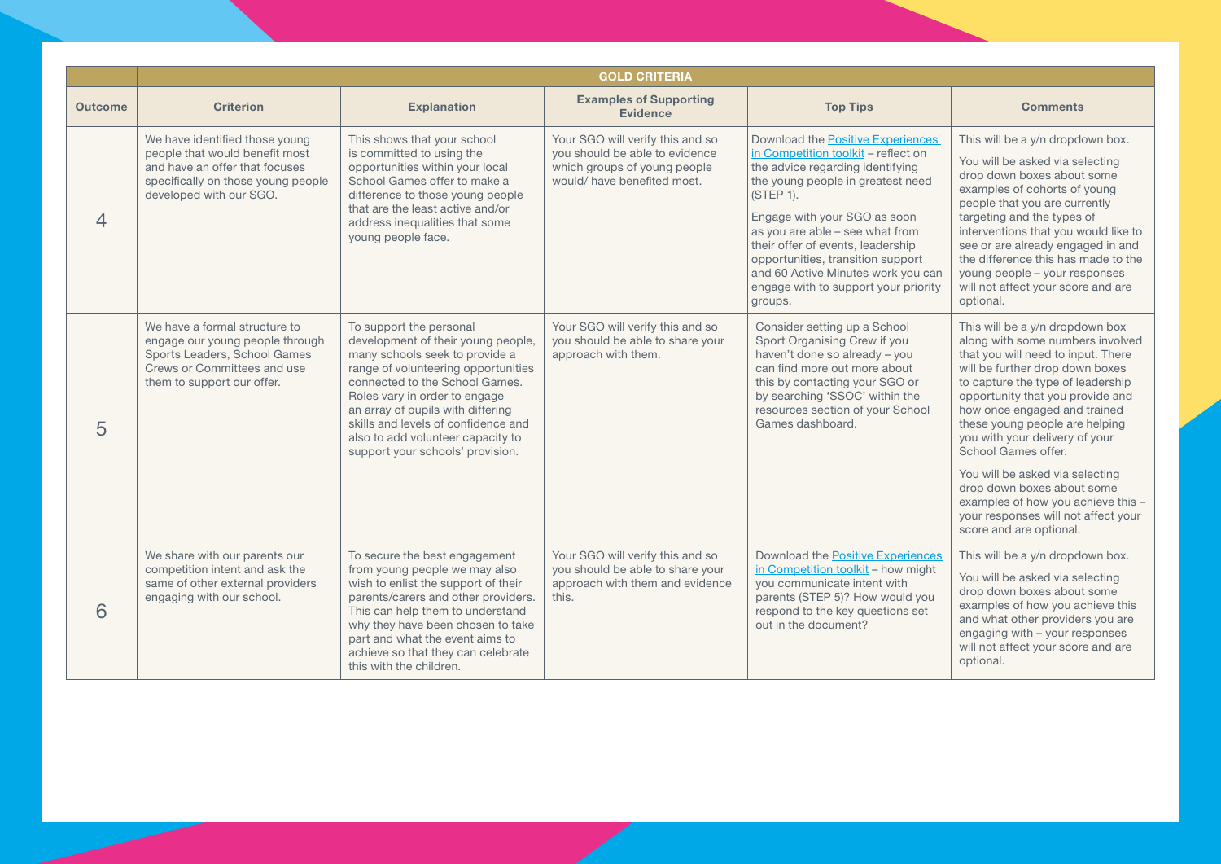| | GOLD CRITERIA | | | | |
|---|---|---|---|---|---|
| **Outcome** | **Criterion** | **Explanation** | **Examples of Supporting Evidence** | **Top Tips** | **Comments** |
| 4 | We have identified those young people that would benefit most and have an offer that focuses specifically on those young people developed with our SGO. | This shows that your school is committed to using the opportunities within your local School Games offer to make a difference to those young people that are the least active and/or address inequalities that some young people face. | Your SGO will verify this and so you should be able to evidence which groups of young people would/ have benefited most. | Download the Positive Experiences in Competition toolkit – reflect on the advice regarding identifying the young people in greatest need (STEP 1).<br><br>Engage with your SGO as soon as you are able – see what from their offer of events, leadership opportunities, transition support and 60 Active Minutes work you can engage with to support your priority groups. | This will be a y/n dropdown box.<br><br>You will be asked via selecting drop down boxes about some examples of cohorts of young people that you are currently targeting and the types of interventions that you would like to see or are already engaged in and the difference this has made to the young people – your responses will not affect your score and are optional. |
| 5 | We have a formal structure to engage our young people through Sports Leaders, School Games Crews or Committees and use them to support our offer. | To support the personal development of their young people, many schools seek to provide a range of volunteering opportunities connected to the School Games. Roles vary in order to engage an array of pupils with differing skills and levels of confidence and also to add volunteer capacity to support your schools' provision. | Your SGO will verify this and so you should be able to share your approach with them. | Consider setting up a School Sport Organising Crew if you haven't done so already – you can find more out more about this by contacting your SGO or by searching 'SSOC' within the resources section of your School Games dashboard. | This will be a y/n dropdown box along with some numbers involved that you will need to input. There will be further drop down boxes to capture the type of leadership opportunity that you provide and how once engaged and trained these young people are helping you with your delivery of your School Games offer.<br><br>You will be asked via selecting drop down boxes about some examples of how you achieve this – your responses will not affect your score and are optional. |
| 6 | We share with our parents our competition intent and ask the same of other external providers engaging with our school. | To secure the best engagement from young people we may also wish to enlist the support of their parents/carers and other providers. This can help them to understand why they have been chosen to take part and what the event aims to achieve so that they can celebrate this with the children. | Your SGO will verify this and so you should be able to share your approach with them and evidence this. | Download the Positive Experiences in Competition toolkit – how might you communicate intent with parents (STEP 5)? How would you respond to the key questions set out in the document? | This will be a y/n dropdown box.<br><br>You will be asked via selecting drop down boxes about some examples of how you achieve this and what other providers you are engaging with – your responses will not affect your score and are optional. |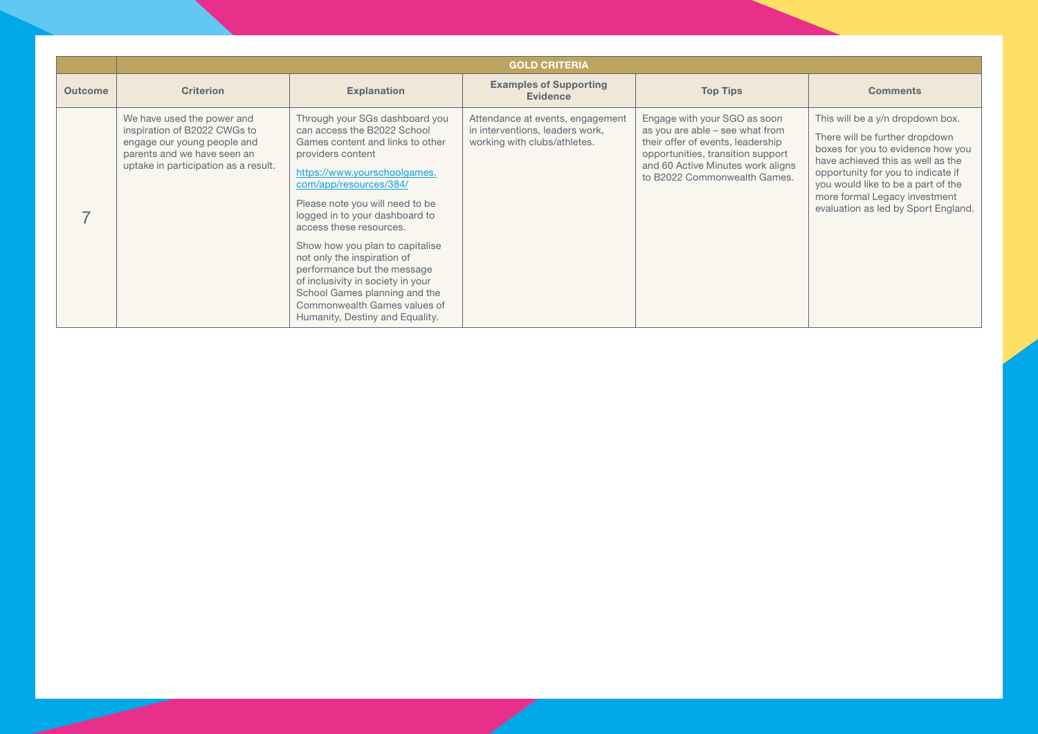| | GOLD CRITERIA | | | | |
|---|---|---|---|---|---|
| **Outcome** | **Criterion** | **Explanation** | **Examples of Supporting Evidence** | **Top Tips** | **Comments** |
| 7 | We have used the power and inspiration of B2022 CWGs to engage our young people and parents and we have seen an uptake in participation as a result. | Through your SGs dashboard you can access the B2022 School Games content and links to other providers content<br><br>[https://www.yourschoolgames.com/app/resources/384/](https://www.yourschoolgames.com/app/resources/384/)<br><br>Please note you will need to be logged in to your dashboard to access these resources.<br><br>Show how you plan to capitalise not only the inspiration of performance but the message of inclusivity in society in your School Games planning and the Commonwealth Games values of Humanity, Destiny and Equality. | Attendance at events, engagement in interventions, leaders work, working with clubs/athletes. | Engage with your SGO as soon as you are able – see what from their offer of events, leadership opportunities, transition support and 60 Active Minutes work aligns to B2022 Commonwealth Games. | This will be a y/n dropdown box.<br><br>There will be further dropdown boxes for you to evidence how you have achieved this as well as the opportunity for you to indicate if you would like to be a part of the more formal Legacy investment evaluation as led by Sport England. |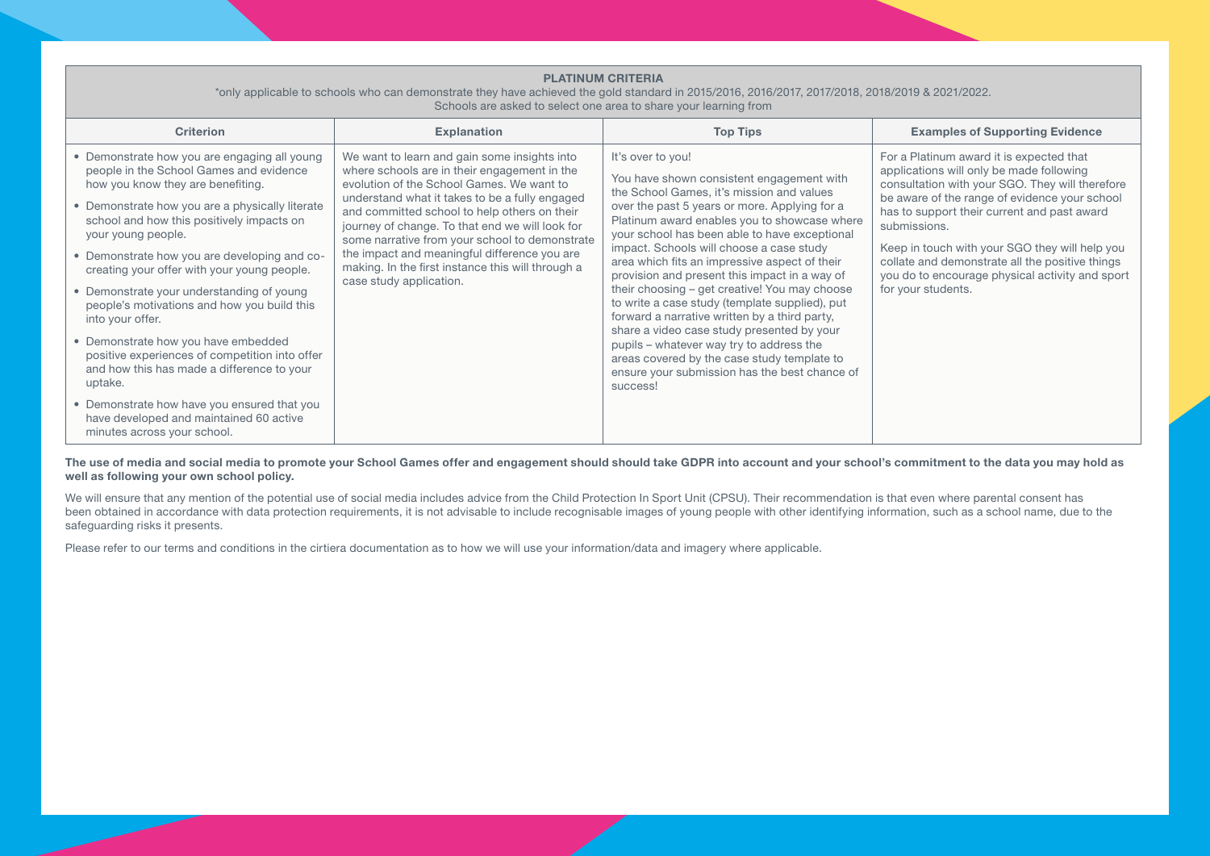**PLATINUM CRITERIA**

*only applicable to schools who can demonstrate they have achieved the gold standard in 2015/2016, 2016/2017, 2017/2018, 2018/2019 & 2021/2022. Schools are asked to select one area to share your learning from

| Criterion | Explanation | Top Tips | Examples of Supporting Evidence |
|---|---|---|---|
| • Demonstrate how you are engaging all young people in the School Games and evidence how you know they are benefiting.<br>• Demonstrate how you are a physically literate school and how this positively impacts on your young people.<br>• Demonstrate how you are developing and co-creating your offer with your young people.<br>• Demonstrate your understanding of young people's motivations and how you build this into your offer.<br>• Demonstrate how you have embedded positive experiences of competition into offer and how this has made a difference to your uptake.<br>• Demonstrate how have you ensured that you have developed and maintained 60 active minutes across your school. | We want to learn and gain some insights into where schools are in their engagement in the evolution of the School Games. We want to understand what it takes to be a fully engaged and committed school to help others on their journey of change. To that end we will look for some narrative from your school to demonstrate the impact and meaningful difference you are making. In the first instance this will through a case study application. | It's over to you!<br>You have shown consistent engagement with the School Games, it's mission and values over the past 5 years or more. Applying for a Platinum award enables you to showcase where your school has been able to have exceptional impact. Schools will choose a case study area which fits an impressive aspect of their provision and present this impact in a way of their choosing – get creative! You may choose to write a case study (template supplied), put forward a narrative written by a third party, share a video case study presented by your pupils – whatever way try to address the areas covered by the case study template to ensure your submission has the best chance of success! | For a Platinum award it is expected that applications will only be made following consultation with your SGO. They will therefore be aware of the range of evidence your school has to support their current and past award submissions.<br>Keep in touch with your SGO they will help you collate and demonstrate all the positive things you do to encourage physical activity and sport for your students. |

**The use of media and social media to promote your School Games offer and engagement should should take GDPR into account and your school's commitment to the data you may hold as well as following your own school policy.**

We will ensure that any mention of the potential use of social media includes advice from the Child Protection In Sport Unit (CPSU). Their recommendation is that even where parental consent has been obtained in accordance with data protection requirements, it is not advisable to include recognisable images of young people with other identifying information, such as a school name, due to the safeguarding risks it presents.

Please refer to our terms and conditions in the cirtiera documentation as to how we will use your information/data and imagery where applicable.